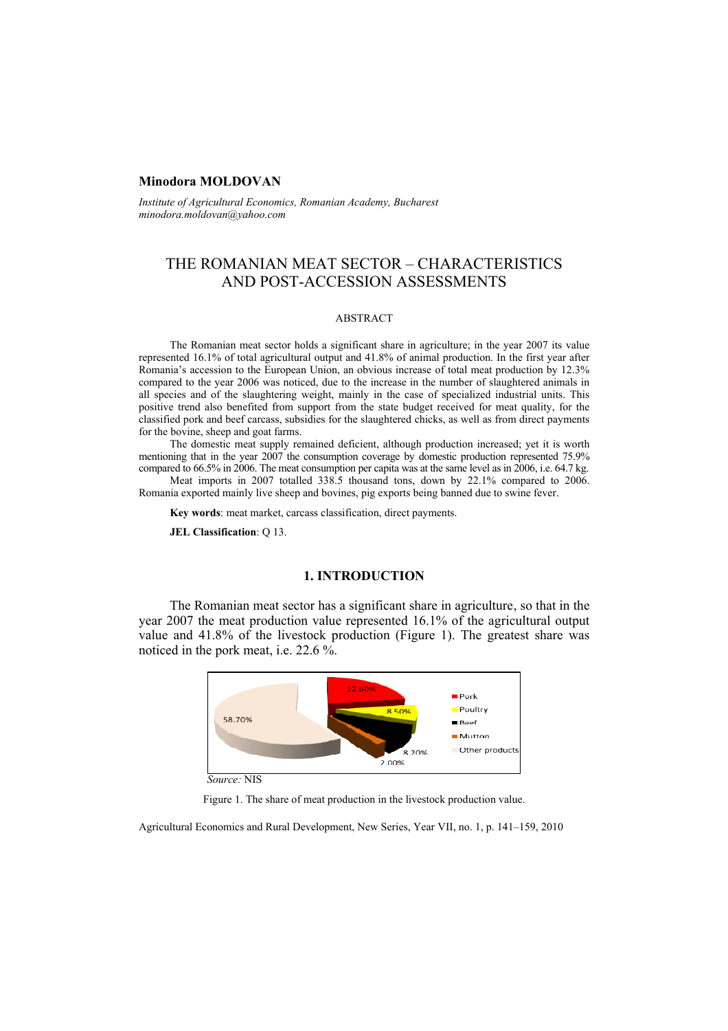**Minodora MOLDOVAN**

*Institute of Agricultural Economics, Romanian Academy, Bucharest*
*minodora.moldovan@yahoo.com*

# THE ROMANIAN MEAT SECTOR – CHARACTERISTICS AND POST-ACCESSION ASSESSMENTS

## ABSTRACT

The Romanian meat sector holds a significant share in agriculture; in the year 2007 its value represented 16.1% of total agricultural output and 41.8% of animal production. In the first year after Romania's accession to the European Union, an obvious increase of total meat production by 12.3% compared to the year 2006 was noticed, due to the increase in the number of slaughtered animals in all species and of the slaughtering weight, mainly in the case of specialized industrial units. This positive trend also benefited from support from the state budget received for meat quality, for the classified pork and beef carcass, subsidies for the slaughtered chicks, as well as from direct payments for the bovine, sheep and goat farms.

The domestic meat supply remained deficient, although production increased; yet it is worth mentioning that in the year 2007 the consumption coverage by domestic production represented 75.9% compared to 66.5% in 2006. The meat consumption per capita was at the same level as in 2006, i.e. 64.7 kg.

Meat imports in 2007 totalled 338.5 thousand tons, down by 22.1% compared to 2006. Romania exported mainly live sheep and bovines, pig exports being banned due to swine fever.

**Key words**: meat market, carcass classification, direct payments.

**JEL Classification**: Q 13.

## 1. INTRODUCTION

The Romanian meat sector has a significant share in agriculture, so that in the year 2007 the meat production value represented 16.1% of the agricultural output value and 41.8% of the livestock production (Figure 1). The greatest share was noticed in the pork meat, i.e. 22.6 %.

| Category | Share |
|---|---|
| Pork | 22.60% |
| Poultry | 8.50% |
| Beef | 8.20% |
| Mutton | 2.00% |
| Other products | 58.70% |

*Source:* NIS

Figure 1. The share of meat production in the livestock production value.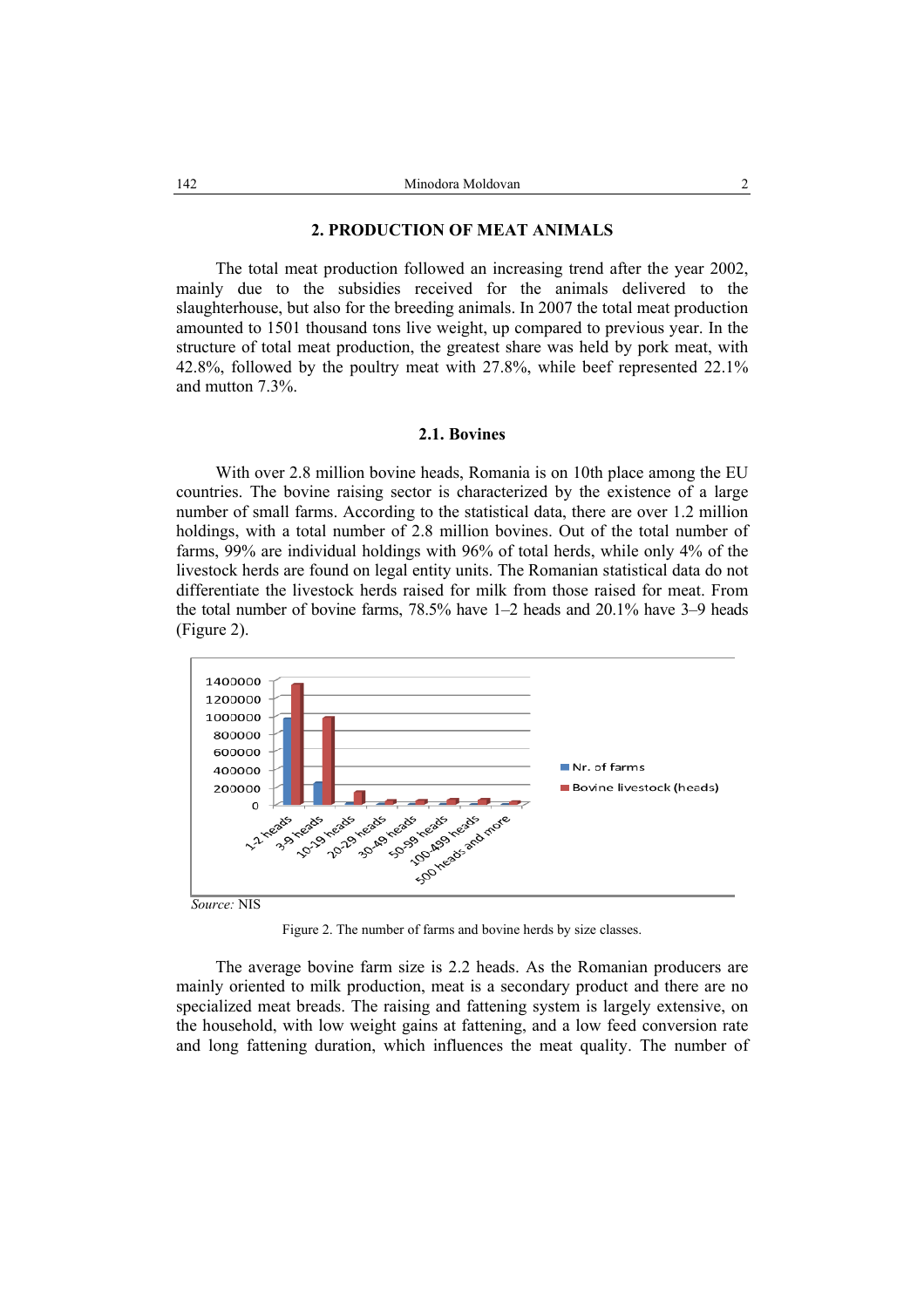## 2. PRODUCTION OF MEAT ANIMALS

The total meat production followed an increasing trend after the year 2002, mainly due to the subsidies received for the animals delivered to the slaughterhouse, but also for the breeding animals. In 2007 the total meat production amounted to 1501 thousand tons live weight, up compared to previous year. In the structure of total meat production, the greatest share was held by pork meat, with 42.8%, followed by the poultry meat with 27.8%, while beef represented 22.1% and mutton 7.3%.

### 2.1. Bovines

With over 2.8 million bovine heads, Romania is on 10th place among the EU countries. The bovine raising sector is characterized by the existence of a large number of small farms. According to the statistical data, there are over 1.2 million holdings, with a total number of 2.8 million bovines. Out of the total number of farms, 99% are individual holdings with 96% of total herds, while only 4% of the livestock herds are found on legal entity units. The Romanian statistical data do not differentiate the livestock herds raised for milk from those raised for meat. From the total number of bovine farms, 78.5% have 1–2 heads and 20.1% have 3–9 heads (Figure 2).

*Source:* NIS

Figure 2. The number of farms and bovine herds by size classes.

The average bovine farm size is 2.2 heads. As the Romanian producers are mainly oriented to milk production, meat is a secondary product and there are no specialized meat breads. The raising and fattening system is largely extensive, on the household, with low weight gains at fattening, and a low feed conversion rate and long fattening duration, which influences the meat quality. The number of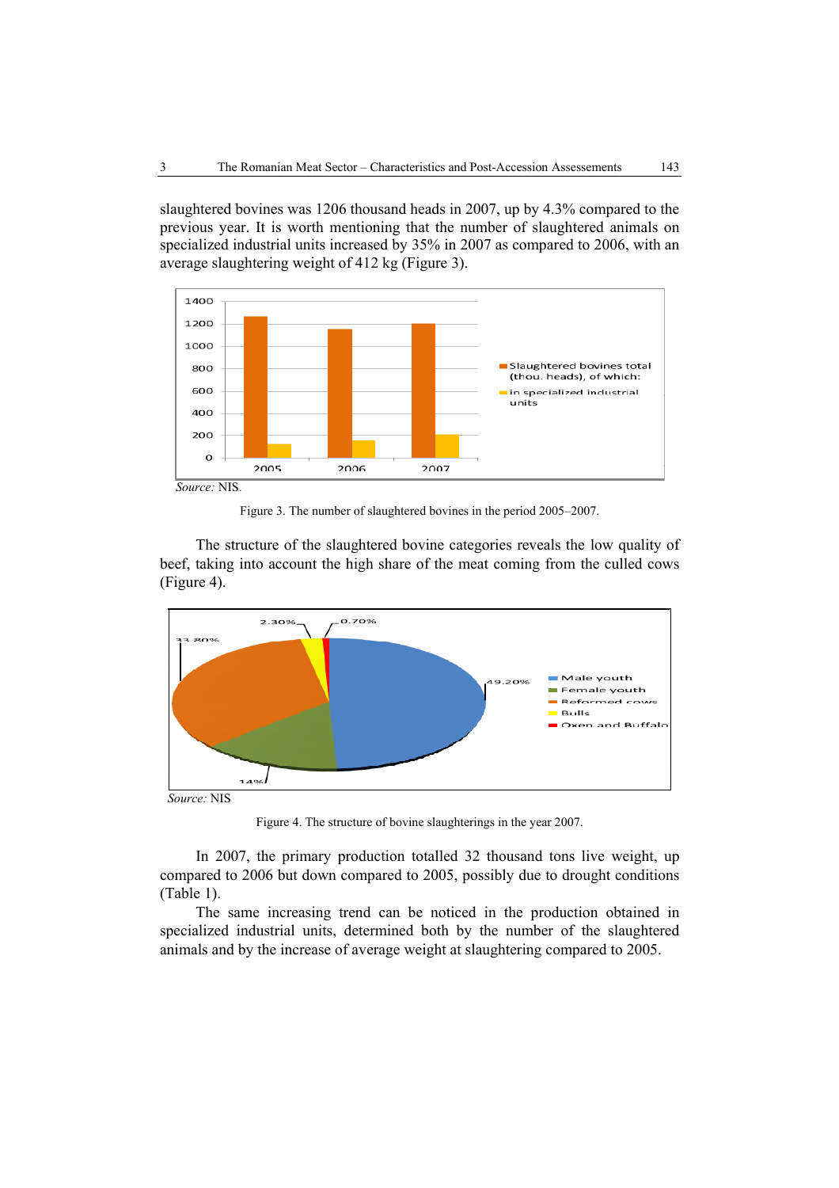slaughtered bovines was 1206 thousand heads in 2007, up by 4.3% compared to the previous year. It is worth mentioning that the number of slaughtered animals on specialized industrial units increased by 35% in 2007 as compared to 2006, with an average slaughtering weight of 412 kg (Figure 3).

*Source:* NIS.

Figure 3. The number of slaughtered bovines in the period 2005–2007.

The structure of the slaughtered bovine categories reveals the low quality of beef, taking into account the high share of the meat coming from the culled cows (Figure 4).

*Source:* NIS

Figure 4. The structure of bovine slaughterings in the year 2007.

In 2007, the primary production totalled 32 thousand tons live weight, up compared to 2006 but down compared to 2005, possibly due to drought conditions (Table 1).

The same increasing trend can be noticed in the production obtained in specialized industrial units, determined both by the number of the slaughtered animals and by the increase of average weight at slaughtering compared to 2005.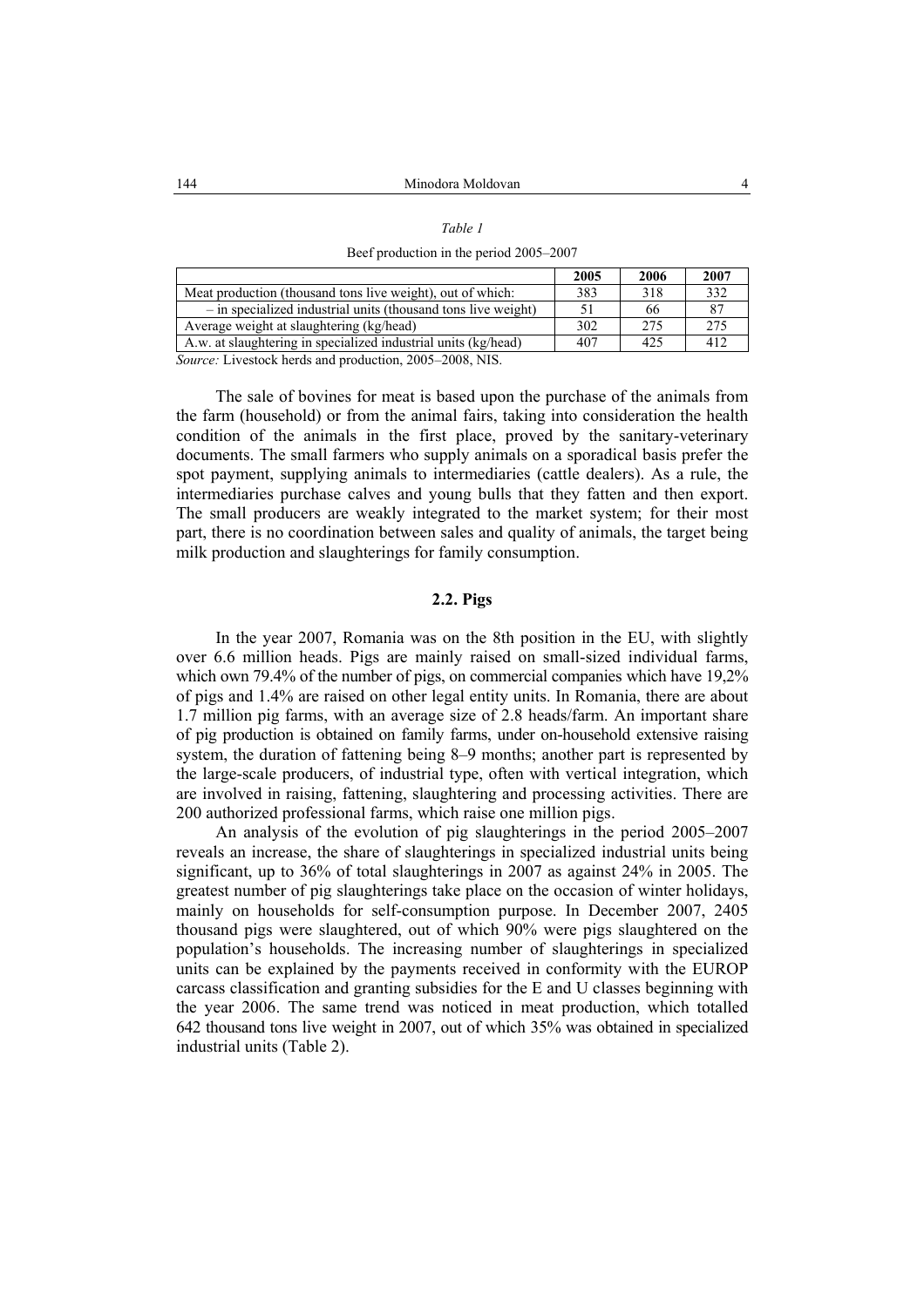*Table 1*

Beef production in the period 2005–2007

| | 2005 | 2006 | 2007 |
|---|---|---|---|
| Meat production (thousand tons live weight), out of which: | 383 | 318 | 332 |
| – in specialized industrial units (thousand tons live weight) | 51 | 66 | 87 |
| Average weight at slaughtering (kg/head) | 302 | 275 | 275 |
| A.w. at slaughtering in specialized industrial units (kg/head) | 407 | 425 | 412 |

*Source:* Livestock herds and production, 2005–2008, NIS.

The sale of bovines for meat is based upon the purchase of the animals from the farm (household) or from the animal fairs, taking into consideration the health condition of the animals in the first place, proved by the sanitary-veterinary documents. The small farmers who supply animals on a sporadical basis prefer the spot payment, supplying animals to intermediaries (cattle dealers). As a rule, the intermediaries purchase calves and young bulls that they fatten and then export. The small producers are weakly integrated to the market system; for their most part, there is no coordination between sales and quality of animals, the target being milk production and slaughterings for family consumption.

### 2.2. Pigs

In the year 2007, Romania was on the 8th position in the EU, with slightly over 6.6 million heads. Pigs are mainly raised on small-sized individual farms, which own 79.4% of the number of pigs, on commercial companies which have 19,2% of pigs and 1.4% are raised on other legal entity units. In Romania, there are about 1.7 million pig farms, with an average size of 2.8 heads/farm. An important share of pig production is obtained on family farms, under on-household extensive raising system, the duration of fattening being 8–9 months; another part is represented by the large-scale producers, of industrial type, often with vertical integration, which are involved in raising, fattening, slaughtering and processing activities. There are 200 authorized professional farms, which raise one million pigs.

An analysis of the evolution of pig slaughterings in the period 2005–2007 reveals an increase, the share of slaughterings in specialized industrial units being significant, up to 36% of total slaughterings in 2007 as against 24% in 2005. The greatest number of pig slaughterings take place on the occasion of winter holidays, mainly on households for self-consumption purpose. In December 2007, 2405 thousand pigs were slaughtered, out of which 90% were pigs slaughtered on the population's households. The increasing number of slaughterings in specialized units can be explained by the payments received in conformity with the EUROP carcass classification and granting subsidies for the E and U classes beginning with the year 2006. The same trend was noticed in meat production, which totalled 642 thousand tons live weight in 2007, out of which 35% was obtained in specialized industrial units (Table 2).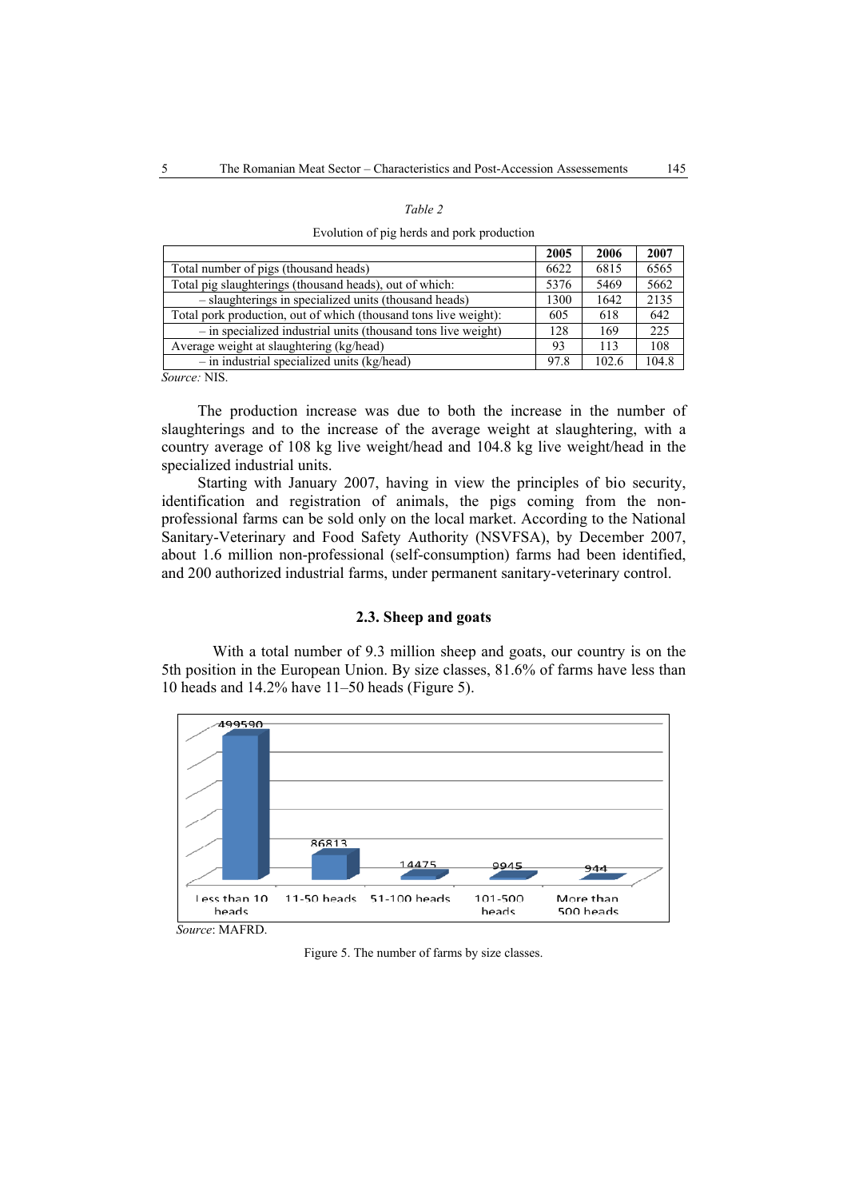*Table 2*

Evolution of pig herds and pork production

| | 2005 | 2006 | 2007 |
|---|---|---|---|
| Total number of pigs (thousand heads) | 6622 | 6815 | 6565 |
| Total pig slaughterings (thousand heads), out of which: | 5376 | 5469 | 5662 |
| – slaughterings in specialized units (thousand heads) | 1300 | 1642 | 2135 |
| Total pork production, out of which (thousand tons live weight): | 605 | 618 | 642 |
| – in specialized industrial units (thousand tons live weight) | 128 | 169 | 225 |
| Average weight at slaughtering (kg/head) | 93 | 113 | 108 |
| – in industrial specialized units (kg/head) | 97.8 | 102.6 | 104.8 |

*Source:* NIS.

The production increase was due to both the increase in the number of slaughterings and to the increase of the average weight at slaughtering, with a country average of 108 kg live weight/head and 104.8 kg live weight/head in the specialized industrial units.

Starting with January 2007, having in view the principles of bio security, identification and registration of animals, the pigs coming from the non-professional farms can be sold only on the local market. According to the National Sanitary-Veterinary and Food Safety Authority (NSVFSA), by December 2007, about 1.6 million non-professional (self-consumption) farms had been identified, and 200 authorized industrial farms, under permanent sanitary-veterinary control.

### 2.3. Sheep and goats

With a total number of 9.3 million sheep and goats, our country is on the 5th position in the European Union. By size classes, 81.6% of farms have less than 10 heads and 14.2% have 11–50 heads (Figure 5).

*Source*: MAFRD.

Figure 5. The number of farms by size classes.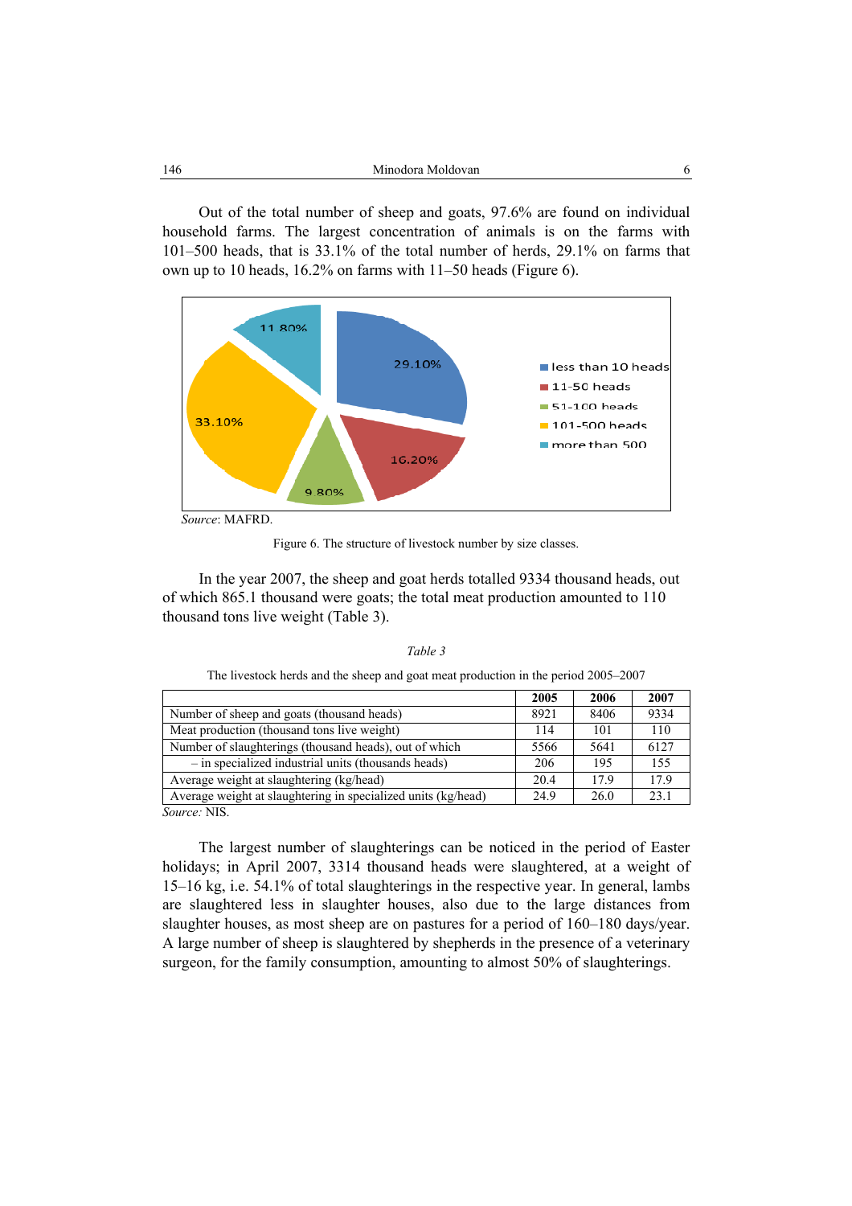Out of the total number of sheep and goats, 97.6% are found on individual household farms. The largest concentration of animals is on the farms with 101–500 heads, that is 33.1% of the total number of herds, 29.1% on farms that own up to 10 heads, 16.2% on farms with 11–50 heads (Figure 6).

*Source*: MAFRD.

Figure 6. The structure of livestock number by size classes.

In the year 2007, the sheep and goat herds totalled 9334 thousand heads, out of which 865.1 thousand were goats; the total meat production amounted to 110 thousand tons live weight (Table 3).

*Table 3*

The livestock herds and the sheep and goat meat production in the period 2005–2007

| | 2005 | 2006 | 2007 |
|---|---|---|---|
| Number of sheep and goats (thousand heads) | 8921 | 8406 | 9334 |
| Meat production (thousand tons live weight) | 114 | 101 | 110 |
| Number of slaughterings (thousand heads), out of which | 5566 | 5641 | 6127 |
| – in specialized industrial units (thousands heads) | 206 | 195 | 155 |
| Average weight at slaughtering (kg/head) | 20.4 | 17.9 | 17.9 |
| Average weight at slaughtering in specialized units (kg/head) | 24.9 | 26.0 | 23.1 |

*Source:* NIS.

The largest number of slaughterings can be noticed in the period of Easter holidays; in April 2007, 3314 thousand heads were slaughtered, at a weight of 15–16 kg, i.e. 54.1% of total slaughterings in the respective year. In general, lambs are slaughtered less in slaughter houses, also due to the large distances from slaughter houses, as most sheep are on pastures for a period of 160–180 days/year. A large number of sheep is slaughtered by shepherds in the presence of a veterinary surgeon, for the family consumption, amounting to almost 50% of slaughterings.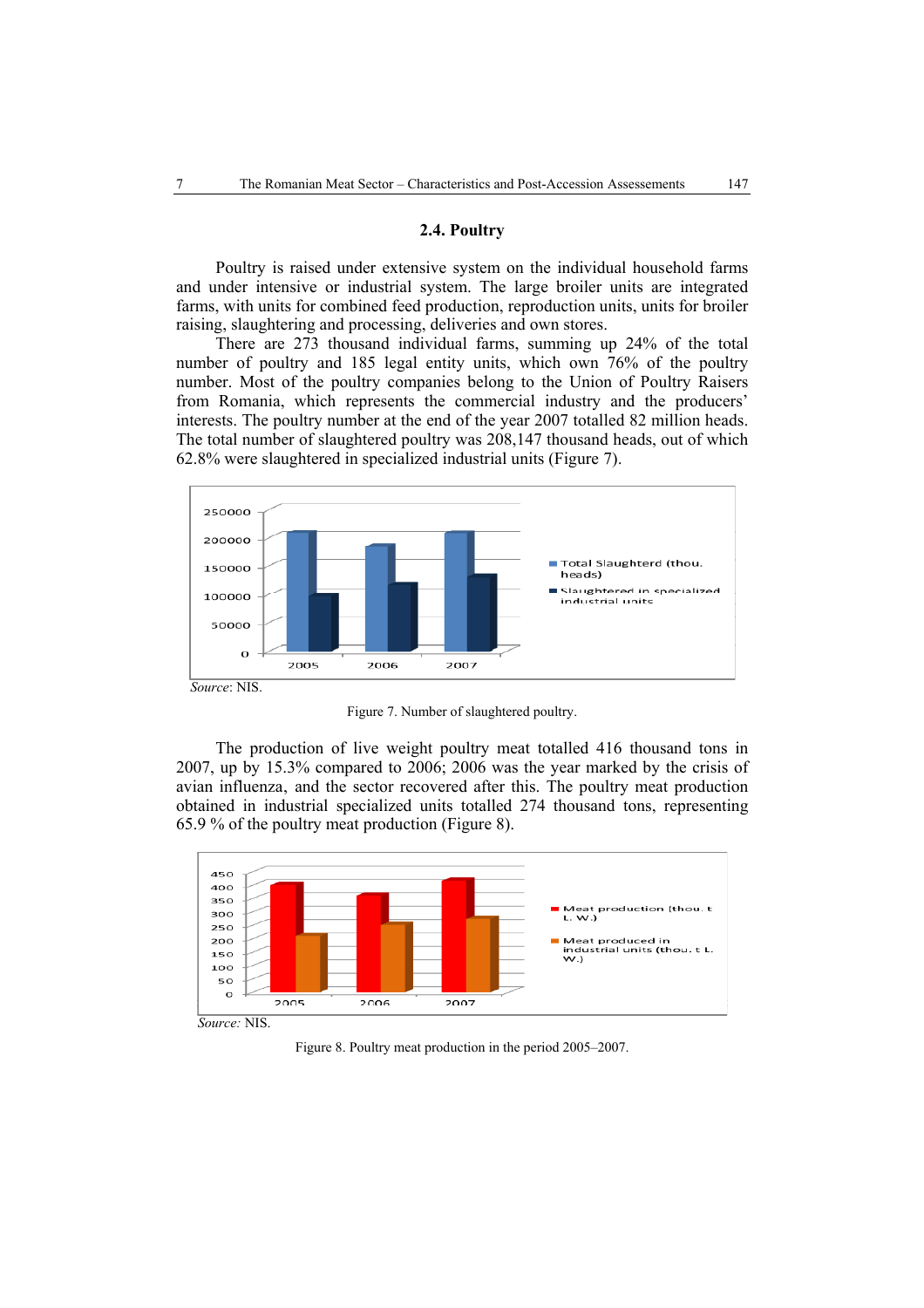## 2.4. Poultry

Poultry is raised under extensive system on the individual household farms and under intensive or industrial system. The large broiler units are integrated farms, with units for combined feed production, reproduction units, units for broiler raising, slaughtering and processing, deliveries and own stores.

There are 273 thousand individual farms, summing up 24% of the total number of poultry and 185 legal entity units, which own 76% of the poultry number. Most of the poultry companies belong to the Union of Poultry Raisers from Romania, which represents the commercial industry and the producers' interests. The poultry number at the end of the year 2007 totalled 82 million heads. The total number of slaughtered poultry was 208,147 thousand heads, out of which 62.8% were slaughtered in specialized industrial units (Figure 7).

*Source*: NIS.

Figure 7. Number of slaughtered poultry.

The production of live weight poultry meat totalled 416 thousand tons in 2007, up by 15.3% compared to 2006; 2006 was the year marked by the crisis of avian influenza, and the sector recovered after this. The poultry meat production obtained in industrial specialized units totalled 274 thousand tons, representing 65.9 % of the poultry meat production (Figure 8).

*Source:* NIS.

Figure 8. Poultry meat production in the period 2005–2007.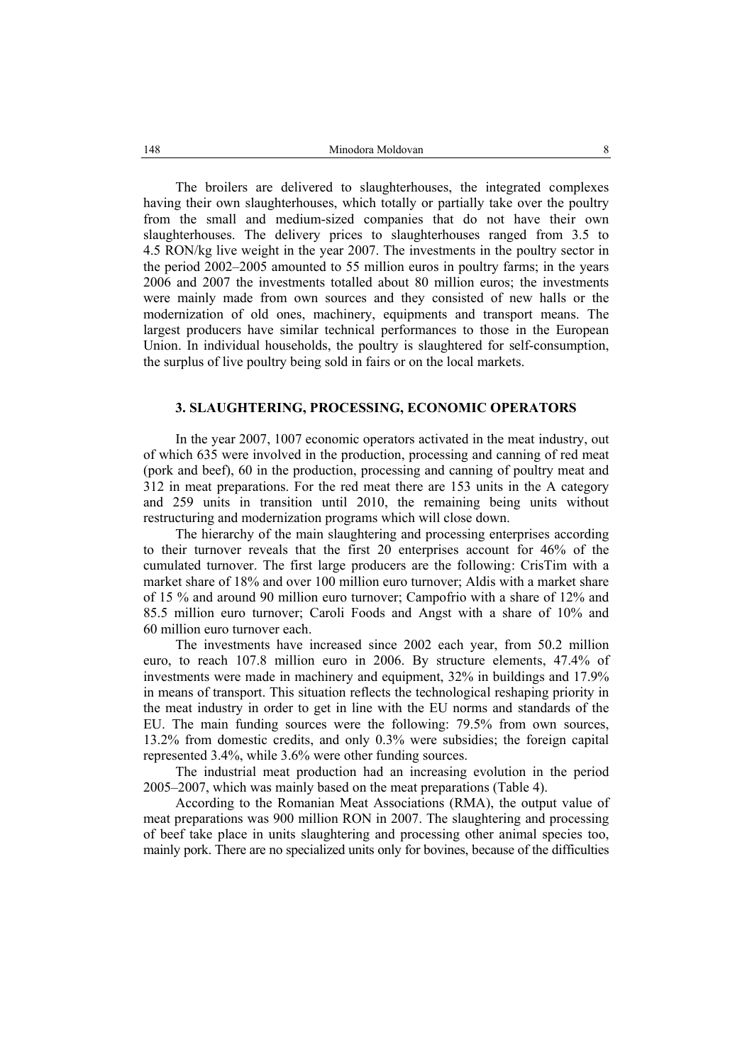The broilers are delivered to slaughterhouses, the integrated complexes having their own slaughterhouses, which totally or partially take over the poultry from the small and medium-sized companies that do not have their own slaughterhouses. The delivery prices to slaughterhouses ranged from 3.5 to 4.5 RON/kg live weight in the year 2007. The investments in the poultry sector in the period 2002–2005 amounted to 55 million euros in poultry farms; in the years 2006 and 2007 the investments totalled about 80 million euros; the investments were mainly made from own sources and they consisted of new halls or the modernization of old ones, machinery, equipments and transport means. The largest producers have similar technical performances to those in the European Union. In individual households, the poultry is slaughtered for self-consumption, the surplus of live poultry being sold in fairs or on the local markets.

## 3. SLAUGHTERING, PROCESSING, ECONOMIC OPERATORS

In the year 2007, 1007 economic operators activated in the meat industry, out of which 635 were involved in the production, processing and canning of red meat (pork and beef), 60 in the production, processing and canning of poultry meat and 312 in meat preparations. For the red meat there are 153 units in the A category and 259 units in transition until 2010, the remaining being units without restructuring and modernization programs which will close down.

The hierarchy of the main slaughtering and processing enterprises according to their turnover reveals that the first 20 enterprises account for 46% of the cumulated turnover. The first large producers are the following: CrisTim with a market share of 18% and over 100 million euro turnover; Aldis with a market share of 15 % and around 90 million euro turnover; Campofrio with a share of 12% and 85.5 million euro turnover; Caroli Foods and Angst with a share of 10% and 60 million euro turnover each.

The investments have increased since 2002 each year, from 50.2 million euro, to reach 107.8 million euro in 2006. By structure elements, 47.4% of investments were made in machinery and equipment, 32% in buildings and 17.9% in means of transport. This situation reflects the technological reshaping priority in the meat industry in order to get in line with the EU norms and standards of the EU. The main funding sources were the following: 79.5% from own sources, 13.2% from domestic credits, and only 0.3% were subsidies; the foreign capital represented 3.4%, while 3.6% were other funding sources.

The industrial meat production had an increasing evolution in the period 2005–2007, which was mainly based on the meat preparations (Table 4).

According to the Romanian Meat Associations (RMA), the output value of meat preparations was 900 million RON in 2007. The slaughtering and processing of beef take place in units slaughtering and processing other animal species too, mainly pork. There are no specialized units only for bovines, because of the difficulties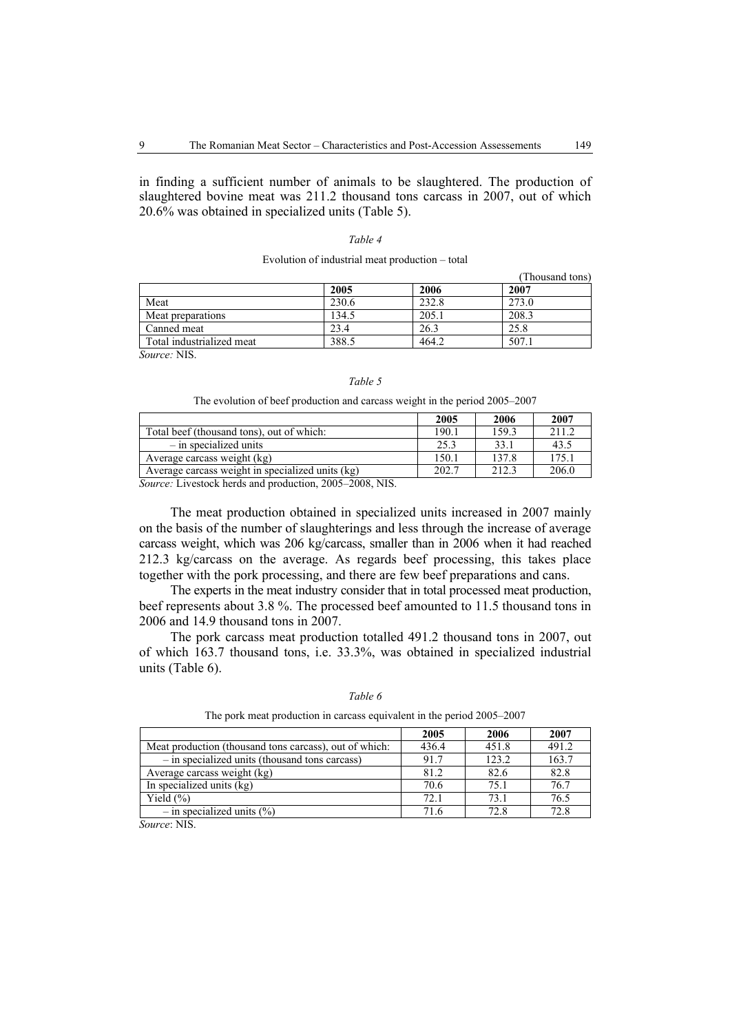in finding a sufficient number of animals to be slaughtered. The production of slaughtered bovine meat was 211.2 thousand tons carcass in 2007, out of which 20.6% was obtained in specialized units (Table 5).

*Table 4*

Evolution of industrial meat production – total

(Thousand tons)

| | 2005 | 2006 | 2007 |
|---|---|---|---|
| Meat | 230.6 | 232.8 | 273.0 |
| Meat preparations | 134.5 | 205.1 | 208.3 |
| Canned meat | 23.4 | 26.3 | 25.8 |
| Total industrialized meat | 388.5 | 464.2 | 507.1 |

*Source:* NIS.

*Table 5*

The evolution of beef production and carcass weight in the period 2005–2007

| | 2005 | 2006 | 2007 |
|---|---|---|---|
| Total beef (thousand tons), out of which: | 190.1 | 159.3 | 211.2 |
| – in specialized units | 25.3 | 33.1 | 43.5 |
| Average carcass weight (kg) | 150.1 | 137.8 | 175.1 |
| Average carcass weight in specialized units (kg) | 202.7 | 212.3 | 206.0 |

*Source:* Livestock herds and production, 2005–2008, NIS.

The meat production obtained in specialized units increased in 2007 mainly on the basis of the number of slaughterings and less through the increase of average carcass weight, which was 206 kg/carcass, smaller than in 2006 when it had reached 212.3 kg/carcass on the average. As regards beef processing, this takes place together with the pork processing, and there are few beef preparations and cans.

The experts in the meat industry consider that in total processed meat production, beef represents about 3.8 %. The processed beef amounted to 11.5 thousand tons in 2006 and 14.9 thousand tons in 2007.

The pork carcass meat production totalled 491.2 thousand tons in 2007, out of which 163.7 thousand tons, i.e. 33.3%, was obtained in specialized industrial units (Table 6).

*Table 6*

The pork meat production in carcass equivalent in the period 2005–2007

| | 2005 | 2006 | 2007 |
|---|---|---|---|
| Meat production (thousand tons carcass), out of which: | 436.4 | 451.8 | 491.2 |
| – in specialized units (thousand tons carcass) | 91.7 | 123.2 | 163.7 |
| Average carcass weight (kg) | 81.2 | 82.6 | 82.8 |
| In specialized units (kg) | 70.6 | 75.1 | 76.7 |
| Yield (%) | 72.1 | 73.1 | 76.5 |
| – in specialized units (%) | 71.6 | 72.8 | 72.8 |

*Source*: NIS.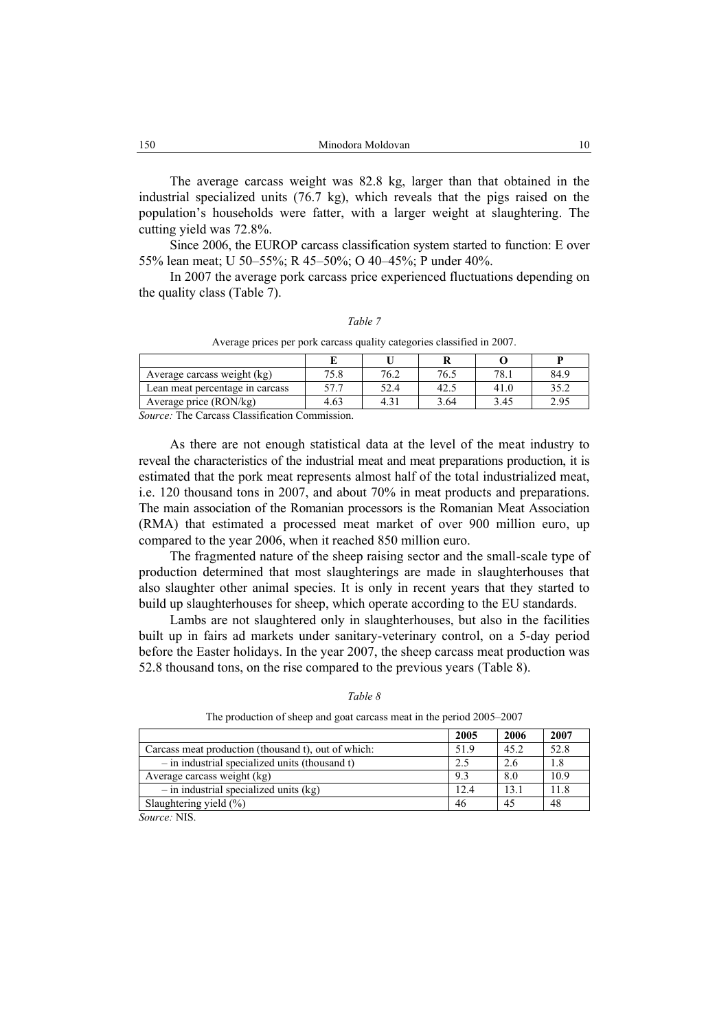The average carcass weight was 82.8 kg, larger than that obtained in the industrial specialized units (76.7 kg), which reveals that the pigs raised on the population's households were fatter, with a larger weight at slaughtering. The cutting yield was 72.8%.

Since 2006, the EUROP carcass classification system started to function: E over 55% lean meat; U 50–55%; R 45–50%; O 40–45%; P under 40%.

In 2007 the average pork carcass price experienced fluctuations depending on the quality class (Table 7).

*Table 7*

Average prices per pork carcass quality categories classified in 2007.

| | E | U | R | O | P |
|---|---|---|---|---|---|
| Average carcass weight (kg) | 75.8 | 76.2 | 76.5 | 78.1 | 84.9 |
| Lean meat percentage in carcass | 57.7 | 52.4 | 42.5 | 41.0 | 35.2 |
| Average price (RON/kg) | 4.63 | 4.31 | 3.64 | 3.45 | 2.95 |

*Source:* The Carcass Classification Commission.

As there are not enough statistical data at the level of the meat industry to reveal the characteristics of the industrial meat and meat preparations production, it is estimated that the pork meat represents almost half of the total industrialized meat, i.e. 120 thousand tons in 2007, and about 70% in meat products and preparations. The main association of the Romanian processors is the Romanian Meat Association (RMA) that estimated a processed meat market of over 900 million euro, up compared to the year 2006, when it reached 850 million euro.

The fragmented nature of the sheep raising sector and the small-scale type of production determined that most slaughterings are made in slaughterhouses that also slaughter other animal species. It is only in recent years that they started to build up slaughterhouses for sheep, which operate according to the EU standards.

Lambs are not slaughtered only in slaughterhouses, but also in the facilities built up in fairs ad markets under sanitary-veterinary control, on a 5-day period before the Easter holidays. In the year 2007, the sheep carcass meat production was 52.8 thousand tons, on the rise compared to the previous years (Table 8).

*Table 8*

The production of sheep and goat carcass meat in the period 2005–2007

| | 2005 | 2006 | 2007 |
|---|---|---|---|
| Carcass meat production (thousand t), out of which: | 51.9 | 45.2 | 52.8 |
| – in industrial specialized units (thousand t) | 2.5 | 2.6 | 1.8 |
| Average carcass weight (kg) | 9.3 | 8.0 | 10.9 |
| – in industrial specialized units (kg) | 12.4 | 13.1 | 11.8 |
| Slaughtering yield (%) | 46 | 45 | 48 |

*Source:* NIS.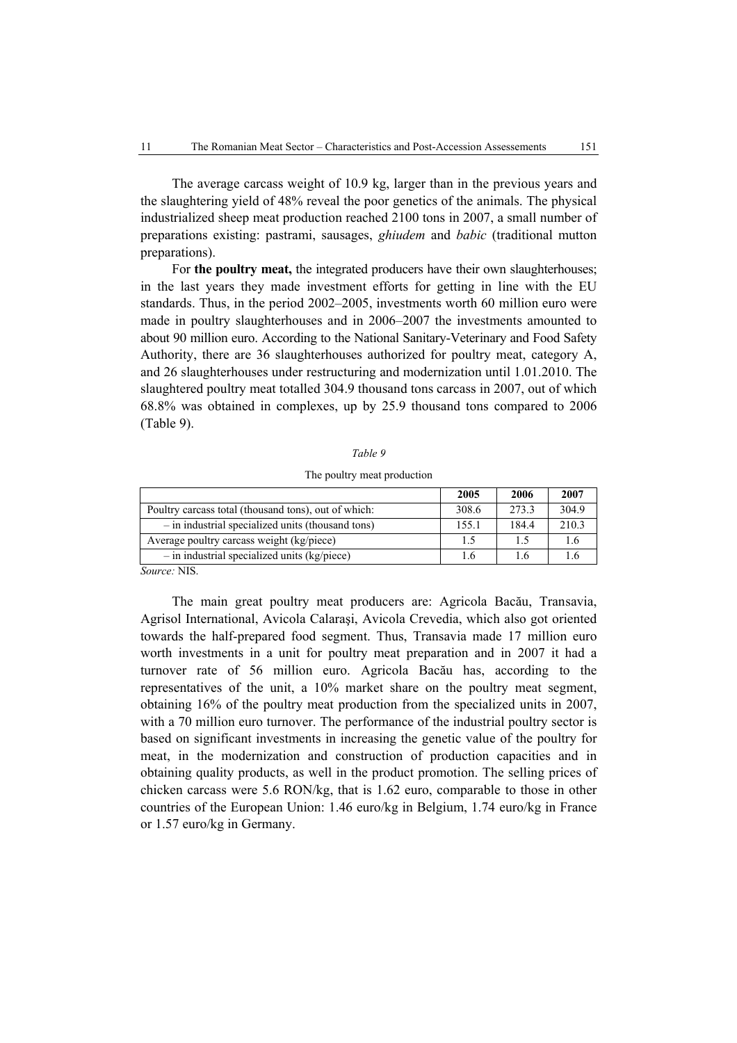The average carcass weight of 10.9 kg, larger than in the previous years and the slaughtering yield of 48% reveal the poor genetics of the animals. The physical industrialized sheep meat production reached 2100 tons in 2007, a small number of preparations existing: pastrami, sausages, *ghiudem* and *babic* (traditional mutton preparations).

For **the poultry meat,** the integrated producers have their own slaughterhouses; in the last years they made investment efforts for getting in line with the EU standards. Thus, in the period 2002–2005, investments worth 60 million euro were made in poultry slaughterhouses and in 2006–2007 the investments amounted to about 90 million euro. According to the National Sanitary-Veterinary and Food Safety Authority, there are 36 slaughterhouses authorized for poultry meat, category A, and 26 slaughterhouses under restructuring and modernization until 1.01.2010. The slaughtered poultry meat totalled 304.9 thousand tons carcass in 2007, out of which 68.8% was obtained in complexes, up by 25.9 thousand tons compared to 2006 (Table 9).

*Table 9*

The poultry meat production

| | 2005 | 2006 | 2007 |
|---|---|---|---|
| Poultry carcass total (thousand tons), out of which: | 308.6 | 273.3 | 304.9 |
| – in industrial specialized units (thousand tons) | 155.1 | 184.4 | 210.3 |
| Average poultry carcass weight (kg/piece) | 1.5 | 1.5 | 1.6 |
| – in industrial specialized units (kg/piece) | 1.6 | 1.6 | 1.6 |

*Source:* NIS.

The main great poultry meat producers are: Agricola Bacău, Transavia, Agrisol International, Avicola Calaraşi, Avicola Crevedia, which also got oriented towards the half-prepared food segment. Thus, Transavia made 17 million euro worth investments in a unit for poultry meat preparation and in 2007 it had a turnover rate of 56 million euro. Agricola Bacău has, according to the representatives of the unit, a 10% market share on the poultry meat segment, obtaining 16% of the poultry meat production from the specialized units in 2007, with a 70 million euro turnover. The performance of the industrial poultry sector is based on significant investments in increasing the genetic value of the poultry for meat, in the modernization and construction of production capacities and in obtaining quality products, as well in the product promotion. The selling prices of chicken carcass were 5.6 RON/kg, that is 1.62 euro, comparable to those in other countries of the European Union: 1.46 euro/kg in Belgium, 1.74 euro/kg in France or 1.57 euro/kg in Germany.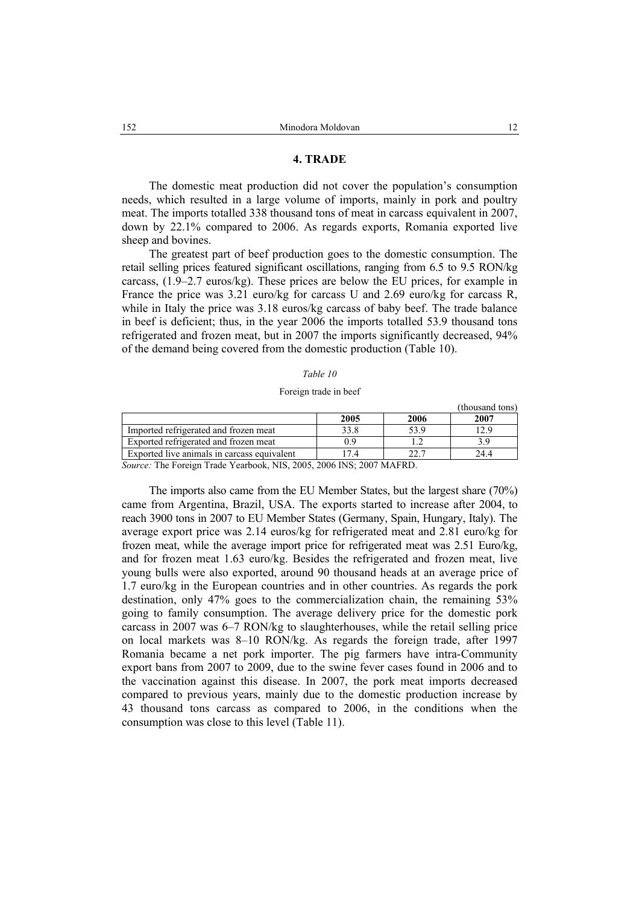## 4. TRADE

The domestic meat production did not cover the population's consumption needs, which resulted in a large volume of imports, mainly in pork and poultry meat. The imports totalled 338 thousand tons of meat in carcass equivalent in 2007, down by 22.1% compared to 2006. As regards exports, Romania exported live sheep and bovines.

The greatest part of beef production goes to the domestic consumption. The retail selling prices featured significant oscillations, ranging from 6.5 to 9.5 RON/kg carcass, (1.9–2.7 euros/kg). These prices are below the EU prices, for example in France the price was 3.21 euro/kg for carcass U and 2.69 euro/kg for carcass R, while in Italy the price was 3.18 euros/kg carcass of baby beef. The trade balance in beef is deficient; thus, in the year 2006 the imports totalled 53.9 thousand tons refrigerated and frozen meat, but in 2007 the imports significantly decreased, 94% of the demand being covered from the domestic production (Table 10).

*Table 10*

Foreign trade in beef

(thousand tons)

| | 2005 | 2006 | 2007 |
|---|---|---|---|
| Imported refrigerated and frozen meat | 33.8 | 53.9 | 12.9 |
| Exported refrigerated and frozen meat | 0.9 | 1.2 | 3.9 |
| Exported live animals in carcass equivalent | 17.4 | 22.7 | 24.4 |

*Source:* The Foreign Trade Yearbook, NIS, 2005, 2006 INS; 2007 MAFRD.

The imports also came from the EU Member States, but the largest share (70%) came from Argentina, Brazil, USA. The exports started to increase after 2004, to reach 3900 tons in 2007 to EU Member States (Germany, Spain, Hungary, Italy). The average export price was 2.14 euros/kg for refrigerated meat and 2.81 euro/kg for frozen meat, while the average import price for refrigerated meat was 2.51 Euro/kg, and for frozen meat 1.63 euro/kg. Besides the refrigerated and frozen meat, live young bulls were also exported, around 90 thousand heads at an average price of 1.7 euro/kg in the European countries and in other countries. As regards the pork destination, only 47% goes to the commercialization chain, the remaining 53% going to family consumption. The average delivery price for the domestic pork carcass in 2007 was 6–7 RON/kg to slaughterhouses, while the retail selling price on local markets was 8–10 RON/kg. As regards the foreign trade, after 1997 Romania became a net pork importer. The pig farmers have intra-Community export bans from 2007 to 2009, due to the swine fever cases found in 2006 and to the vaccination against this disease. In 2007, the pork meat imports decreased compared to previous years, mainly due to the domestic production increase by 43 thousand tons carcass as compared to 2006, in the conditions when the consumption was close to this level (Table 11).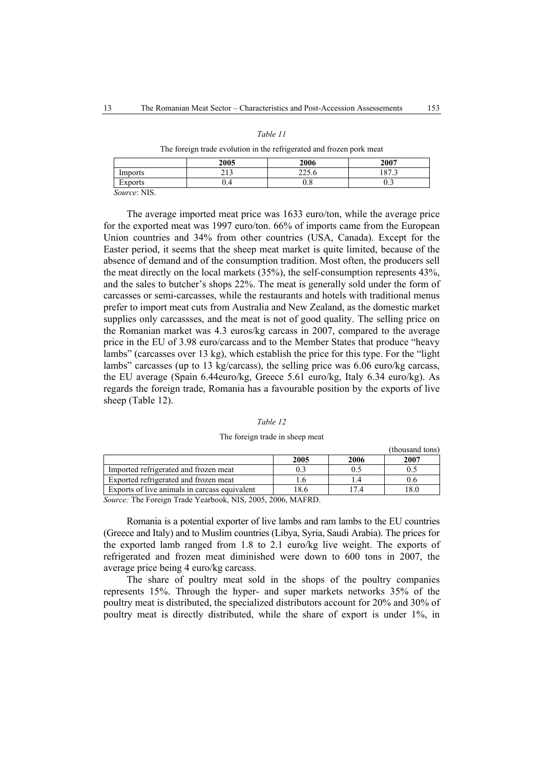*Table 11*

The foreign trade evolution in the refrigerated and frozen pork meat

| | 2005 | 2006 | 2007 |
|---|---|---|---|
| Imports | 213 | 225.6 | 187.3 |
| Exports | 0.4 | 0.8 | 0.3 |

*Source*: NIS.

The average imported meat price was 1633 euro/ton, while the average price for the exported meat was 1997 euro/ton. 66% of imports came from the European Union countries and 34% from other countries (USA, Canada). Except for the Easter period, it seems that the sheep meat market is quite limited, because of the absence of demand and of the consumption tradition. Most often, the producers sell the meat directly on the local markets (35%), the self-consumption represents 43%, and the sales to butcher's shops 22%. The meat is generally sold under the form of carcasses or semi-carcasses, while the restaurants and hotels with traditional menus prefer to import meat cuts from Australia and New Zealand, as the domestic market supplies only carcassses, and the meat is not of good quality. The selling price on the Romanian market was 4.3 euros/kg carcass in 2007, compared to the average price in the EU of 3.98 euro/carcass and to the Member States that produce "heavy lambs" (carcasses over 13 kg), which establish the price for this type. For the "light lambs" carcasses (up to 13 kg/carcass), the selling price was 6.06 euro/kg carcass, the EU average (Spain 6.44euro/kg, Greece 5.61 euro/kg, Italy 6.34 euro/kg). As regards the foreign trade, Romania has a favourable position by the exports of live sheep (Table 12).

*Table 12*

The foreign trade in sheep meat

(thousand tons)

| | 2005 | 2006 | 2007 |
|---|---|---|---|
| Imported refrigerated and frozen meat | 0.3 | 0.5 | 0.5 |
| Exported refrigerated and frozen meat | 1.6 | 1.4 | 0.6 |
| Exports of live animals in carcass equivalent | 18.6 | 17.4 | 18.0 |

*Source:* The Foreign Trade Yearbook, NIS, 2005, 2006, MAFRD.

Romania is a potential exporter of live lambs and ram lambs to the EU countries (Greece and Italy) and to Muslim countries (Libya, Syria, Saudi Arabia). The prices for the exported lamb ranged from 1.8 to 2.1 euro/kg live weight. The exports of refrigerated and frozen meat diminished were down to 600 tons in 2007, the average price being 4 euro/kg carcass.

The share of poultry meat sold in the shops of the poultry companies represents 15%. Through the hyper- and super markets networks 35% of the poultry meat is distributed, the specialized distributors account for 20% and 30% of poultry meat is directly distributed, while the share of export is under 1%, in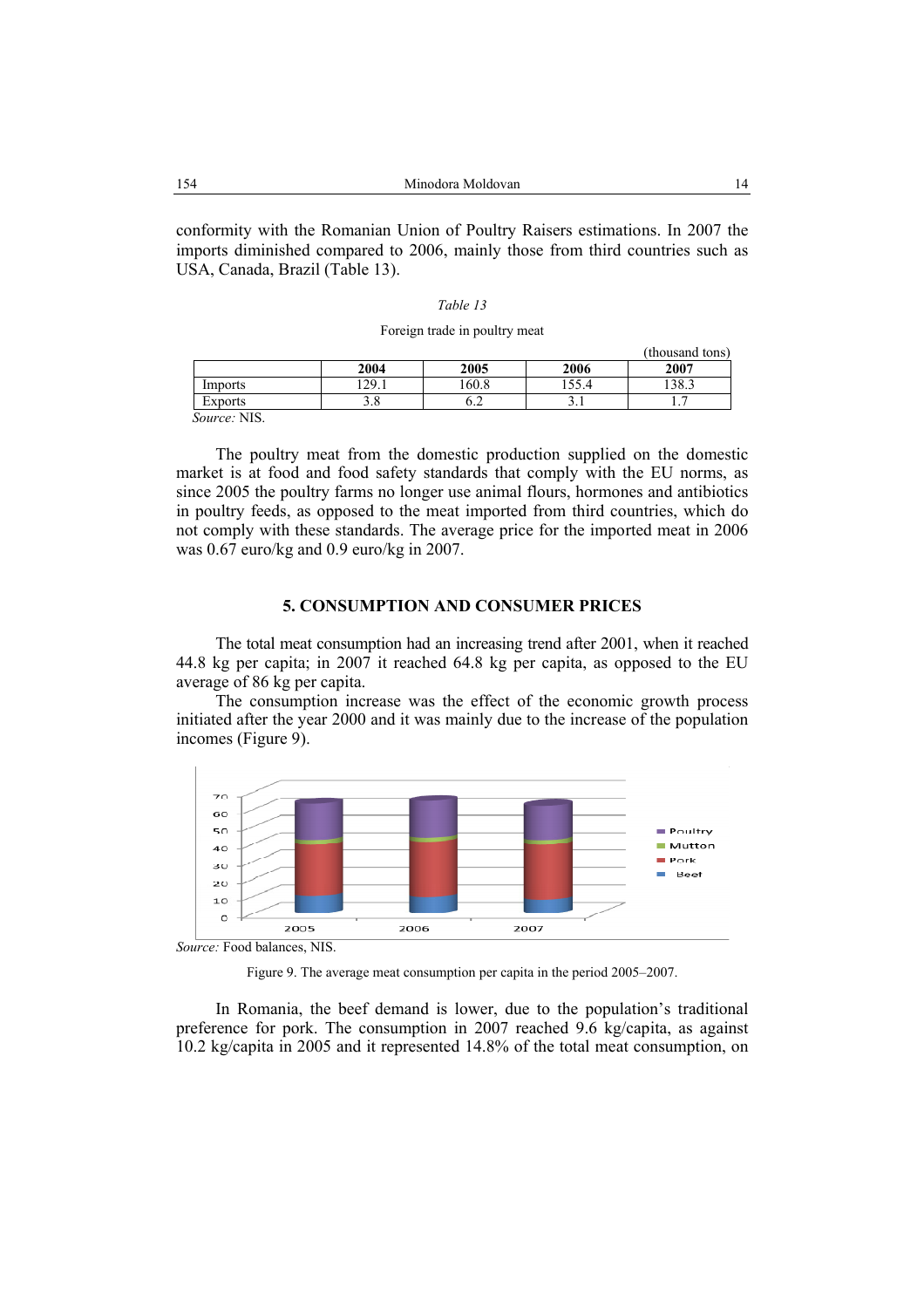conformity with the Romanian Union of Poultry Raisers estimations. In 2007 the imports diminished compared to 2006, mainly those from third countries such as USA, Canada, Brazil (Table 13).

*Table 13*

Foreign trade in poultry meat

(thousand tons)

| | 2004 | 2005 | 2006 | 2007 |
|---|---|---|---|---|
| Imports | 129.1 | 160.8 | 155.4 | 138.3 |
| Exports | 3.8 | 6.2 | 3.1 | 1.7 |

*Source:* NIS.

The poultry meat from the domestic production supplied on the domestic market is at food and food safety standards that comply with the EU norms, as since 2005 the poultry farms no longer use animal flours, hormones and antibiotics in poultry feeds, as opposed to the meat imported from third countries, which do not comply with these standards. The average price for the imported meat in 2006 was 0.67 euro/kg and 0.9 euro/kg in 2007.

## 5. CONSUMPTION AND CONSUMER PRICES

The total meat consumption had an increasing trend after 2001, when it reached 44.8 kg per capita; in 2007 it reached 64.8 kg per capita, as opposed to the EU average of 86 kg per capita.

The consumption increase was the effect of the economic growth process initiated after the year 2000 and it was mainly due to the increase of the population incomes (Figure 9).

*Source:* Food balances, NIS.

Figure 9. The average meat consumption per capita in the period 2005–2007.

In Romania, the beef demand is lower, due to the population's traditional preference for pork. The consumption in 2007 reached 9.6 kg/capita, as against 10.2 kg/capita in 2005 and it represented 14.8% of the total meat consumption, on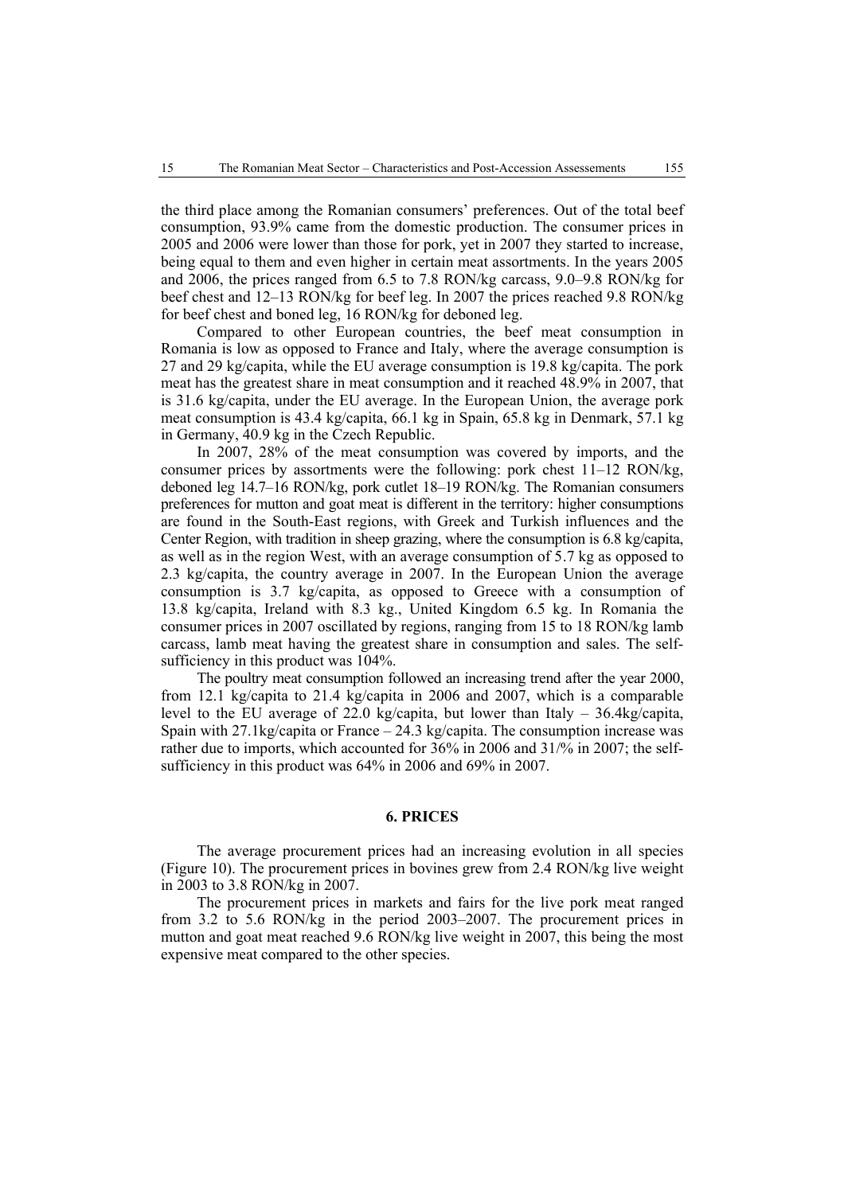the third place among the Romanian consumers' preferences. Out of the total beef consumption, 93.9% came from the domestic production. The consumer prices in 2005 and 2006 were lower than those for pork, yet in 2007 they started to increase, being equal to them and even higher in certain meat assortments. In the years 2005 and 2006, the prices ranged from 6.5 to 7.8 RON/kg carcass, 9.0–9.8 RON/kg for beef chest and 12–13 RON/kg for beef leg. In 2007 the prices reached 9.8 RON/kg for beef chest and boned leg, 16 RON/kg for deboned leg.

Compared to other European countries, the beef meat consumption in Romania is low as opposed to France and Italy, where the average consumption is 27 and 29 kg/capita, while the EU average consumption is 19.8 kg/capita. The pork meat has the greatest share in meat consumption and it reached 48.9% in 2007, that is 31.6 kg/capita, under the EU average. In the European Union, the average pork meat consumption is 43.4 kg/capita, 66.1 kg in Spain, 65.8 kg in Denmark, 57.1 kg in Germany, 40.9 kg in the Czech Republic.

In 2007, 28% of the meat consumption was covered by imports, and the consumer prices by assortments were the following: pork chest 11–12 RON/kg, deboned leg 14.7–16 RON/kg, pork cutlet 18–19 RON/kg. The Romanian consumers preferences for mutton and goat meat is different in the territory: higher consumptions are found in the South-East regions, with Greek and Turkish influences and the Center Region, with tradition in sheep grazing, where the consumption is 6.8 kg/capita, as well as in the region West, with an average consumption of 5.7 kg as opposed to 2.3 kg/capita, the country average in 2007. In the European Union the average consumption is 3.7 kg/capita, as opposed to Greece with a consumption of 13.8 kg/capita, Ireland with 8.3 kg., United Kingdom 6.5 kg. In Romania the consumer prices in 2007 oscillated by regions, ranging from 15 to 18 RON/kg lamb carcass, lamb meat having the greatest share in consumption and sales. The self-sufficiency in this product was 104%.

The poultry meat consumption followed an increasing trend after the year 2000, from 12.1 kg/capita to 21.4 kg/capita in 2006 and 2007, which is a comparable level to the EU average of 22.0 kg/capita, but lower than Italy – 36.4kg/capita, Spain with 27.1kg/capita or France – 24.3 kg/capita. The consumption increase was rather due to imports, which accounted for 36% in 2006 and 31/% in 2007; the self-sufficiency in this product was 64% in 2006 and 69% in 2007.

## 6. PRICES

The average procurement prices had an increasing evolution in all species (Figure 10). The procurement prices in bovines grew from 2.4 RON/kg live weight in 2003 to 3.8 RON/kg in 2007.

The procurement prices in markets and fairs for the live pork meat ranged from 3.2 to 5.6 RON/kg in the period 2003–2007. The procurement prices in mutton and goat meat reached 9.6 RON/kg live weight in 2007, this being the most expensive meat compared to the other species.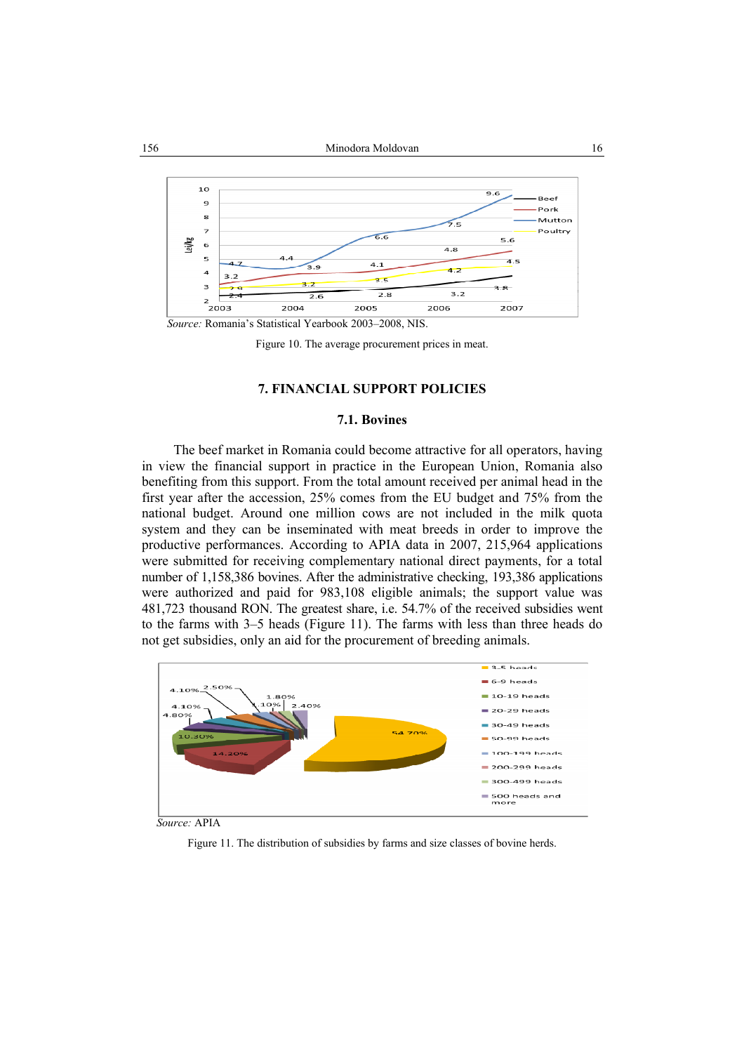Source: *Romania's Statistical Yearbook 2003–2008, NIS.*

Figure 10. The average procurement prices in meat.

## 7. FINANCIAL SUPPORT POLICIES

### 7.1. Bovines

The beef market in Romania could become attractive for all operators, having in view the financial support in practice in the European Union, Romania also benefiting from this support. From the total amount received per animal head in the first year after the accession, 25% comes from the EU budget and 75% from the national budget. Around one million cows are not included in the milk quota system and they can be inseminated with meat breeds in order to improve the productive performances. According to APIA data in 2007, 215,964 applications were submitted for receiving complementary national direct payments, for a total number of 1,158,386 bovines. After the administrative checking, 193,386 applications were authorized and paid for 983,108 eligible animals; the support value was 481,723 thousand RON. The greatest share, i.e. 54.7% of the received subsidies went to the farms with 3–5 heads (Figure 11). The farms with less than three heads do not get subsidies, only an aid for the procurement of breeding animals.

*Source:* APIA

Figure 11. The distribution of subsidies by farms and size classes of bovine herds.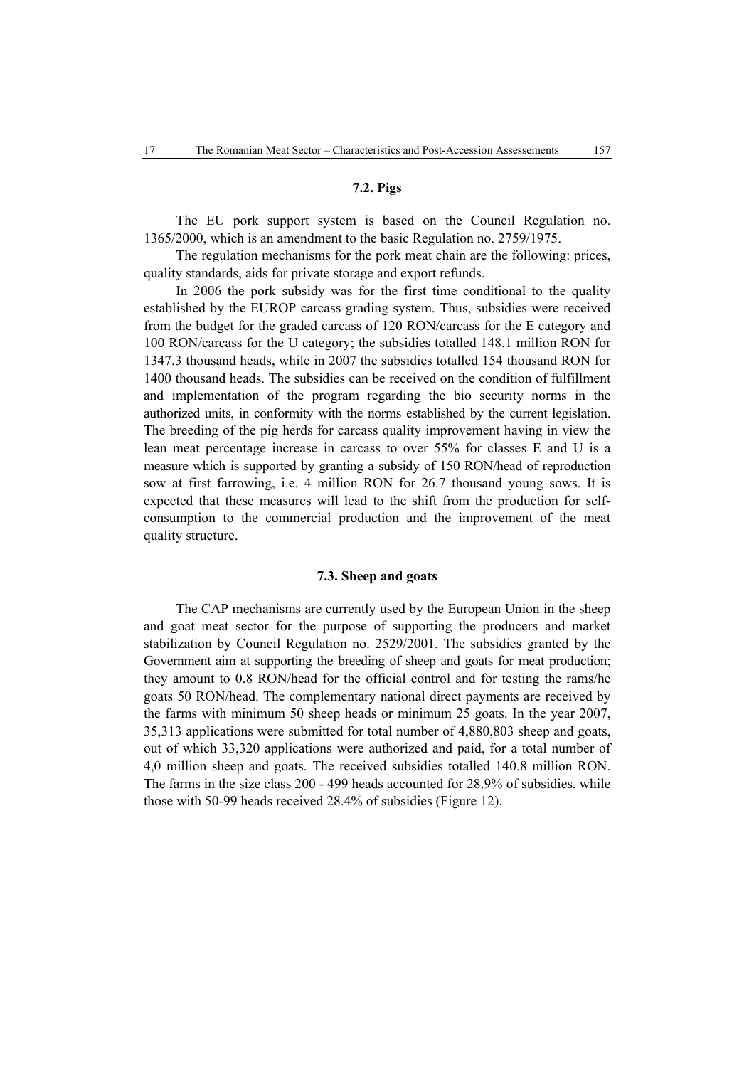### 7.2. Pigs

The EU pork support system is based on the Council Regulation no. 1365/2000, which is an amendment to the basic Regulation no. 2759/1975.

The regulation mechanisms for the pork meat chain are the following: prices, quality standards, aids for private storage and export refunds.

In 2006 the pork subsidy was for the first time conditional to the quality established by the EUROP carcass grading system. Thus, subsidies were received from the budget for the graded carcass of 120 RON/carcass for the E category and 100 RON/carcass for the U category; the subsidies totalled 148.1 million RON for 1347.3 thousand heads, while in 2007 the subsidies totalled 154 thousand RON for 1400 thousand heads. The subsidies can be received on the condition of fulfillment and implementation of the program regarding the bio security norms in the authorized units, in conformity with the norms established by the current legislation. The breeding of the pig herds for carcass quality improvement having in view the lean meat percentage increase in carcass to over 55% for classes E and U is a measure which is supported by granting a subsidy of 150 RON/head of reproduction sow at first farrowing, i.e. 4 million RON for 26.7 thousand young sows. It is expected that these measures will lead to the shift from the production for self-consumption to the commercial production and the improvement of the meat quality structure.

### 7.3. Sheep and goats

The CAP mechanisms are currently used by the European Union in the sheep and goat meat sector for the purpose of supporting the producers and market stabilization by Council Regulation no. 2529/2001. The subsidies granted by the Government aim at supporting the breeding of sheep and goats for meat production; they amount to 0.8 RON/head for the official control and for testing the rams/he goats 50 RON/head. The complementary national direct payments are received by the farms with minimum 50 sheep heads or minimum 25 goats. In the year 2007, 35,313 applications were submitted for total number of 4,880,803 sheep and goats, out of which 33,320 applications were authorized and paid, for a total number of 4,0 million sheep and goats. The received subsidies totalled 140.8 million RON. The farms in the size class 200 - 499 heads accounted for 28.9% of subsidies, while those with 50-99 heads received 28.4% of subsidies (Figure 12).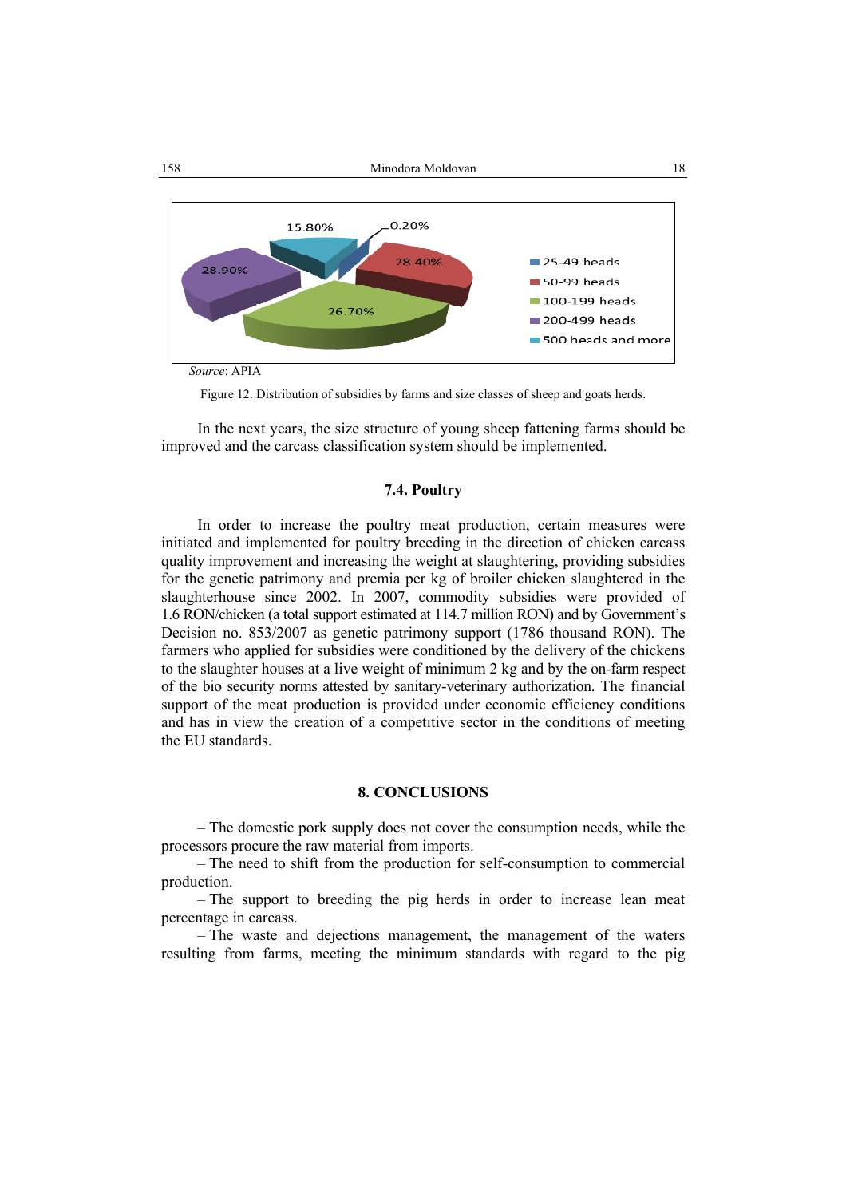Source: APIA

Figure 12. Distribution of subsidies by farms and size classes of sheep and goats herds.

In the next years, the size structure of young sheep fattening farms should be improved and the carcass classification system should be implemented.

### 7.4. Poultry

In order to increase the poultry meat production, certain measures were initiated and implemented for poultry breeding in the direction of chicken carcass quality improvement and increasing the weight at slaughtering, providing subsidies for the genetic patrimony and premia per kg of broiler chicken slaughtered in the slaughterhouse since 2002. In 2007, commodity subsidies were provided of 1.6 RON/chicken (a total support estimated at 114.7 million RON) and by Government's Decision no. 853/2007 as genetic patrimony support (1786 thousand RON). The farmers who applied for subsidies were conditioned by the delivery of the chickens to the slaughter houses at a live weight of minimum 2 kg and by the on-farm respect of the bio security norms attested by sanitary-veterinary authorization. The financial support of the meat production is provided under economic efficiency conditions and has in view the creation of a competitive sector in the conditions of meeting the EU standards.

## 8. CONCLUSIONS

– The domestic pork supply does not cover the consumption needs, while the processors procure the raw material from imports.

– The need to shift from the production for self-consumption to commercial production.

– The support to breeding the pig herds in order to increase lean meat percentage in carcass.

– The waste and dejections management, the management of the waters resulting from farms, meeting the minimum standards with regard to the pig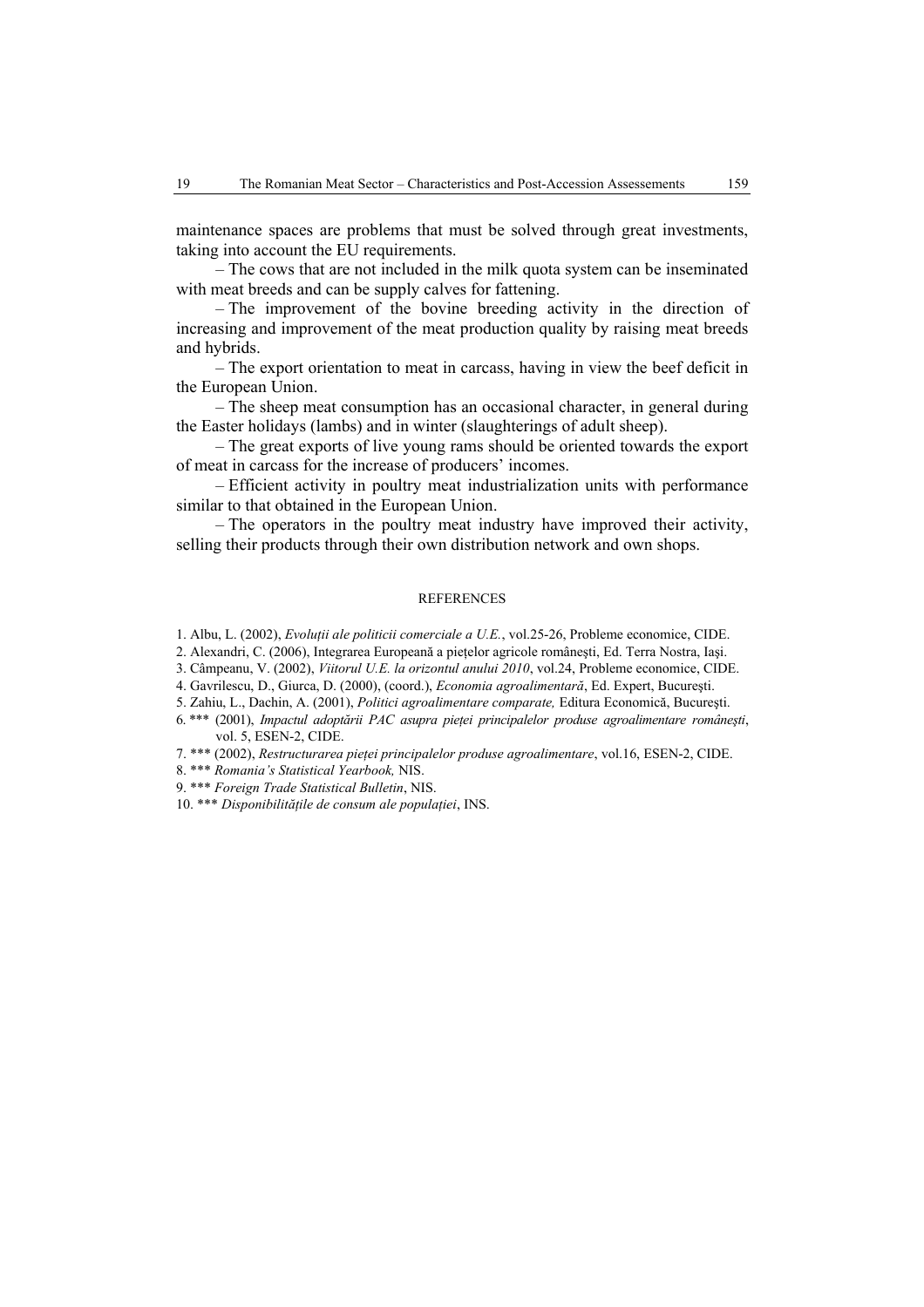maintenance spaces are problems that must be solved through great investments, taking into account the EU requirements.

– The cows that are not included in the milk quota system can be inseminated with meat breeds and can be supply calves for fattening.

– The improvement of the bovine breeding activity in the direction of increasing and improvement of the meat production quality by raising meat breeds and hybrids.

– The export orientation to meat in carcass, having in view the beef deficit in the European Union.

– The sheep meat consumption has an occasional character, in general during the Easter holidays (lambs) and in winter (slaughterings of adult sheep).

– The great exports of live young rams should be oriented towards the export of meat in carcass for the increase of producers' incomes.

– Efficient activity in poultry meat industrialization units with performance similar to that obtained in the European Union.

– The operators in the poultry meat industry have improved their activity, selling their products through their own distribution network and own shops.

## REFERENCES

1. Albu, L. (2002), *Evoluţii ale politicii comerciale a U.E.*, vol.25-26, Probleme economice, CIDE.
2. Alexandri, C. (2006), Integrarea Europeană a pieţelor agricole româneşti, Ed. Terra Nostra, Iaşi.
3. Câmpeanu, V. (2002), *Viitorul U.E. la orizontul anului 2010*, vol.24, Probleme economice, CIDE.
4. Gavrilescu, D., Giurca, D. (2000), (coord.), *Economia agroalimentară*, Ed. Expert, Bucureşti.
5. Zahiu, L., Dachin, A. (2001), *Politici agroalimentare comparate,* Editura Economică, Bucureşti.
6. *** (2001), *Impactul adoptării PAC asupra pieţei principalelor produse agroalimentare româneşti*, vol. 5, ESEN-2, CIDE.
7. *** (2002), *Restructurarea pieţei principalelor produse agroalimentare*, vol.16, ESEN-2, CIDE.
8. *** *Romania's Statistical Yearbook,* NIS.
9. *** *Foreign Trade Statistical Bulletin*, NIS.
10. *** *Disponibilităţile de consum ale populaţiei*, INS.